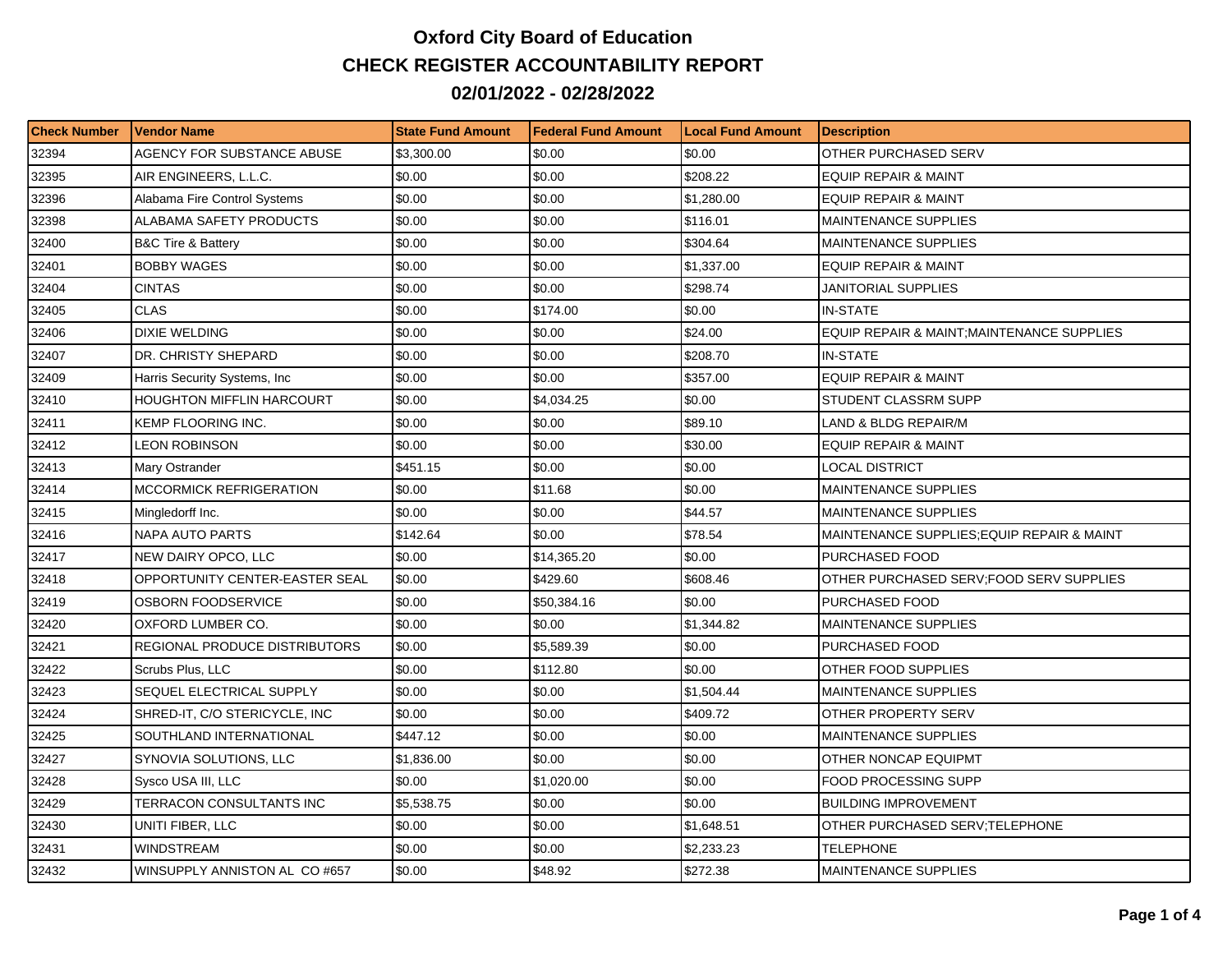# Oxford City Board of Education
## CHECK REGISTER ACCOUNTABILITY REPORT
### 02/01/2022 - 02/28/2022

| Check Number | Vendor Name | State Fund Amount | Federal Fund Amount | Local Fund Amount | Description |
|---|---|---|---|---|---|
| 32394 | AGENCY FOR SUBSTANCE ABUSE | $3,300.00 | $0.00 | $0.00 | OTHER PURCHASED SERV |
| 32395 | AIR ENGINEERS, L.L.C. | $0.00 | $0.00 | $208.22 | EQUIP REPAIR & MAINT |
| 32396 | Alabama Fire Control Systems | $0.00 | $0.00 | $1,280.00 | EQUIP REPAIR & MAINT |
| 32398 | ALABAMA SAFETY PRODUCTS | $0.00 | $0.00 | $116.01 | MAINTENANCE SUPPLIES |
| 32400 | B&C Tire & Battery | $0.00 | $0.00 | $304.64 | MAINTENANCE SUPPLIES |
| 32401 | BOBBY WAGES | $0.00 | $0.00 | $1,337.00 | EQUIP REPAIR & MAINT |
| 32404 | CINTAS | $0.00 | $0.00 | $298.74 | JANITORIAL SUPPLIES |
| 32405 | CLAS | $0.00 | $174.00 | $0.00 | IN-STATE |
| 32406 | DIXIE WELDING | $0.00 | $0.00 | $24.00 | EQUIP REPAIR & MAINT;MAINTENANCE SUPPLIES |
| 32407 | DR. CHRISTY SHEPARD | $0.00 | $0.00 | $208.70 | IN-STATE |
| 32409 | Harris Security Systems, Inc | $0.00 | $0.00 | $357.00 | EQUIP REPAIR & MAINT |
| 32410 | HOUGHTON MIFFLIN HARCOURT | $0.00 | $4,034.25 | $0.00 | STUDENT CLASSRM SUPP |
| 32411 | KEMP FLOORING INC. | $0.00 | $0.00 | $89.10 | LAND & BLDG REPAIR/M |
| 32412 | LEON ROBINSON | $0.00 | $0.00 | $30.00 | EQUIP REPAIR & MAINT |
| 32413 | Mary Ostrander | $451.15 | $0.00 | $0.00 | LOCAL DISTRICT |
| 32414 | MCCORMICK REFRIGERATION | $0.00 | $11.68 | $0.00 | MAINTENANCE SUPPLIES |
| 32415 | Mingledorff Inc. | $0.00 | $0.00 | $44.57 | MAINTENANCE SUPPLIES |
| 32416 | NAPA AUTO PARTS | $142.64 | $0.00 | $78.54 | MAINTENANCE SUPPLIES;EQUIP REPAIR & MAINT |
| 32417 | NEW DAIRY OPCO, LLC | $0.00 | $14,365.20 | $0.00 | PURCHASED FOOD |
| 32418 | OPPORTUNITY CENTER-EASTER SEAL | $0.00 | $429.60 | $608.46 | OTHER PURCHASED SERV;FOOD SERV SUPPLIES |
| 32419 | OSBORN FOODSERVICE | $0.00 | $50,384.16 | $0.00 | PURCHASED FOOD |
| 32420 | OXFORD LUMBER CO. | $0.00 | $0.00 | $1,344.82 | MAINTENANCE SUPPLIES |
| 32421 | REGIONAL PRODUCE DISTRIBUTORS | $0.00 | $5,589.39 | $0.00 | PURCHASED FOOD |
| 32422 | Scrubs Plus, LLC | $0.00 | $112.80 | $0.00 | OTHER FOOD SUPPLIES |
| 32423 | SEQUEL ELECTRICAL SUPPLY | $0.00 | $0.00 | $1,504.44 | MAINTENANCE SUPPLIES |
| 32424 | SHRED-IT, C/O STERICYCLE, INC | $0.00 | $0.00 | $409.72 | OTHER PROPERTY SERV |
| 32425 | SOUTHLAND INTERNATIONAL | $447.12 | $0.00 | $0.00 | MAINTENANCE SUPPLIES |
| 32427 | SYNOVIA SOLUTIONS, LLC | $1,836.00 | $0.00 | $0.00 | OTHER NONCAP EQUIPMT |
| 32428 | Sysco USA III, LLC | $0.00 | $1,020.00 | $0.00 | FOOD PROCESSING SUPP |
| 32429 | TERRACON CONSULTANTS INC | $5,538.75 | $0.00 | $0.00 | BUILDING IMPROVEMENT |
| 32430 | UNITI FIBER, LLC | $0.00 | $0.00 | $1,648.51 | OTHER PURCHASED SERV;TELEPHONE |
| 32431 | WINDSTREAM | $0.00 | $0.00 | $2,233.23 | TELEPHONE |
| 32432 | WINSUPPLY ANNISTON AL CO #657 | $0.00 | $48.92 | $272.38 | MAINTENANCE SUPPLIES |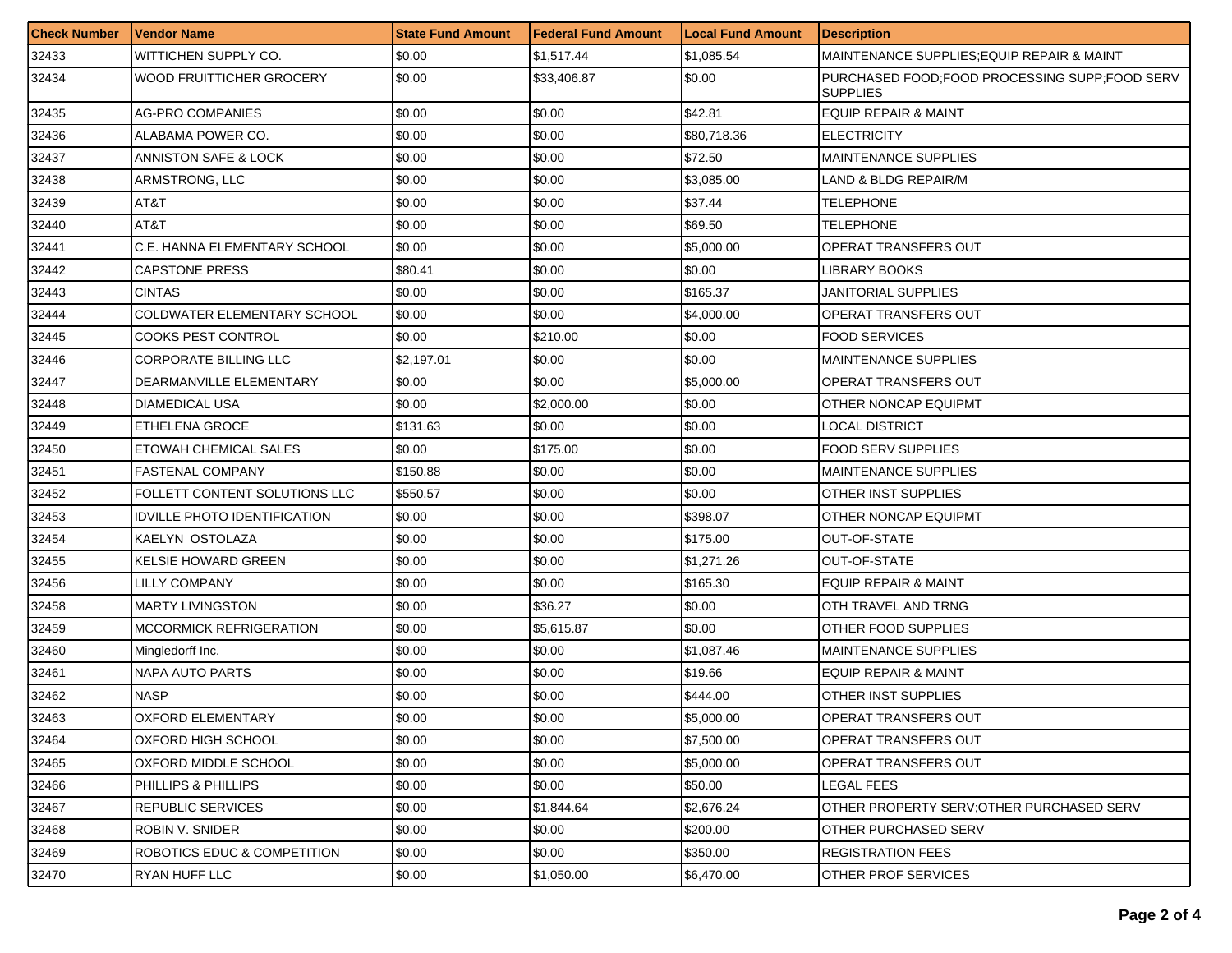| Check Number | Vendor Name | State Fund Amount | Federal Fund Amount | Local Fund Amount | Description |
|---|---|---|---|---|---|
| 32433 | WITTICHEN SUPPLY CO. | $0.00 | $1,517.44 | $1,085.54 | MAINTENANCE SUPPLIES;EQUIP REPAIR & MAINT |
| 32434 | WOOD FRUITTICHER GROCERY | $0.00 | $33,406.87 | $0.00 | PURCHASED FOOD;FOOD PROCESSING SUPP;FOOD SERV SUPPLIES |
| 32435 | AG-PRO COMPANIES | $0.00 | $0.00 | $42.81 | EQUIP REPAIR & MAINT |
| 32436 | ALABAMA POWER CO. | $0.00 | $0.00 | $80,718.36 | ELECTRICITY |
| 32437 | ANNISTON SAFE & LOCK | $0.00 | $0.00 | $72.50 | MAINTENANCE SUPPLIES |
| 32438 | ARMSTRONG, LLC | $0.00 | $0.00 | $3,085.00 | LAND & BLDG REPAIR/M |
| 32439 | AT&T | $0.00 | $0.00 | $37.44 | TELEPHONE |
| 32440 | AT&T | $0.00 | $0.00 | $69.50 | TELEPHONE |
| 32441 | C.E. HANNA ELEMENTARY SCHOOL | $0.00 | $0.00 | $5,000.00 | OPERAT TRANSFERS OUT |
| 32442 | CAPSTONE PRESS | $80.41 | $0.00 | $0.00 | LIBRARY BOOKS |
| 32443 | CINTAS | $0.00 | $0.00 | $165.37 | JANITORIAL SUPPLIES |
| 32444 | COLDWATER ELEMENTARY SCHOOL | $0.00 | $0.00 | $4,000.00 | OPERAT TRANSFERS OUT |
| 32445 | COOKS PEST CONTROL | $0.00 | $210.00 | $0.00 | FOOD SERVICES |
| 32446 | CORPORATE BILLING LLC | $2,197.01 | $0.00 | $0.00 | MAINTENANCE SUPPLIES |
| 32447 | DEARMANVILLE ELEMENTARY | $0.00 | $0.00 | $5,000.00 | OPERAT TRANSFERS OUT |
| 32448 | DIAMEDICAL USA | $0.00 | $2,000.00 | $0.00 | OTHER NONCAP EQUIPMT |
| 32449 | ETHELENA GROCE | $131.63 | $0.00 | $0.00 | LOCAL DISTRICT |
| 32450 | ETOWAH CHEMICAL SALES | $0.00 | $175.00 | $0.00 | FOOD SERV SUPPLIES |
| 32451 | FASTENAL COMPANY | $150.88 | $0.00 | $0.00 | MAINTENANCE SUPPLIES |
| 32452 | FOLLETT CONTENT SOLUTIONS LLC | $550.57 | $0.00 | $0.00 | OTHER INST SUPPLIES |
| 32453 | IDVILLE PHOTO IDENTIFICATION | $0.00 | $0.00 | $398.07 | OTHER NONCAP EQUIPMT |
| 32454 | KAELYN OSTOLAZA | $0.00 | $0.00 | $175.00 | OUT-OF-STATE |
| 32455 | KELSIE HOWARD GREEN | $0.00 | $0.00 | $1,271.26 | OUT-OF-STATE |
| 32456 | LILLY COMPANY | $0.00 | $0.00 | $165.30 | EQUIP REPAIR & MAINT |
| 32458 | MARTY LIVINGSTON | $0.00 | $36.27 | $0.00 | OTH TRAVEL AND TRNG |
| 32459 | MCCORMICK REFRIGERATION | $0.00 | $5,615.87 | $0.00 | OTHER FOOD SUPPLIES |
| 32460 | Mingledorff Inc. | $0.00 | $0.00 | $1,087.46 | MAINTENANCE SUPPLIES |
| 32461 | NAPA AUTO PARTS | $0.00 | $0.00 | $19.66 | EQUIP REPAIR & MAINT |
| 32462 | NASP | $0.00 | $0.00 | $444.00 | OTHER INST SUPPLIES |
| 32463 | OXFORD ELEMENTARY | $0.00 | $0.00 | $5,000.00 | OPERAT TRANSFERS OUT |
| 32464 | OXFORD HIGH SCHOOL | $0.00 | $0.00 | $7,500.00 | OPERAT TRANSFERS OUT |
| 32465 | OXFORD MIDDLE SCHOOL | $0.00 | $0.00 | $5,000.00 | OPERAT TRANSFERS OUT |
| 32466 | PHILLIPS & PHILLIPS | $0.00 | $0.00 | $50.00 | LEGAL FEES |
| 32467 | REPUBLIC SERVICES | $0.00 | $1,844.64 | $2,676.24 | OTHER PROPERTY SERV;OTHER PURCHASED SERV |
| 32468 | ROBIN V. SNIDER | $0.00 | $0.00 | $200.00 | OTHER PURCHASED SERV |
| 32469 | ROBOTICS EDUC & COMPETITION | $0.00 | $0.00 | $350.00 | REGISTRATION FEES |
| 32470 | RYAN HUFF LLC | $0.00 | $1,050.00 | $6,470.00 | OTHER PROF SERVICES |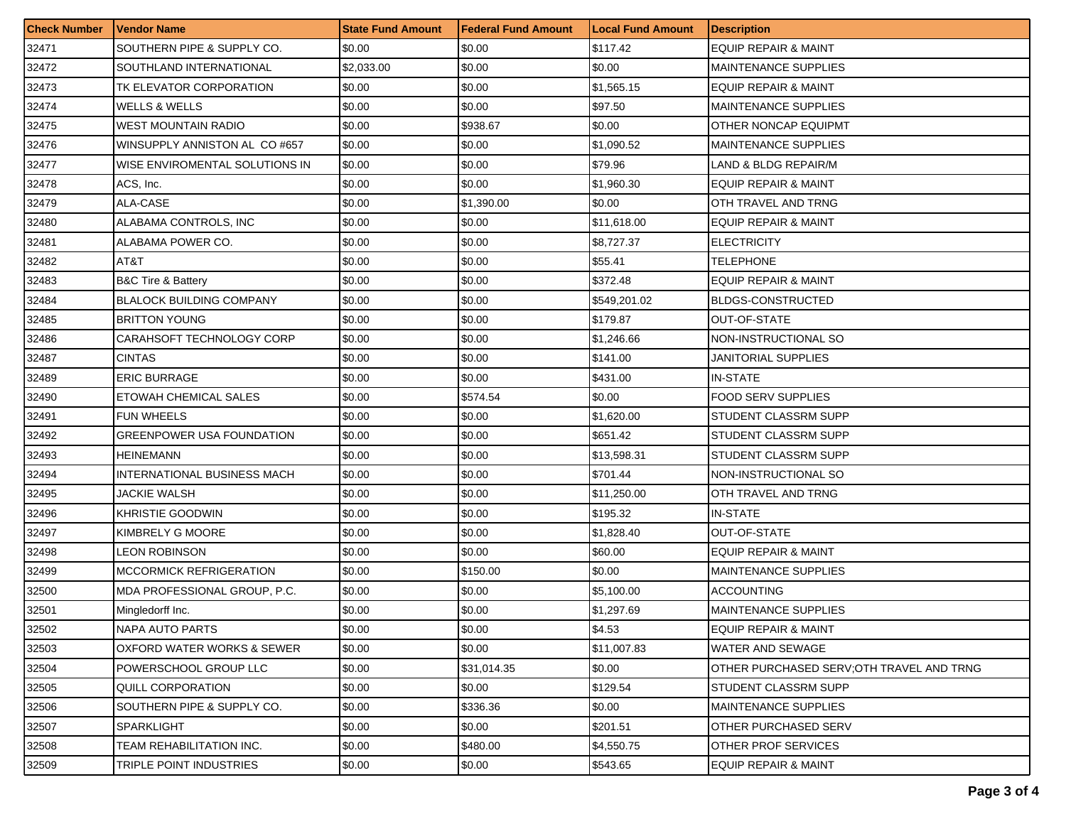| Check Number | Vendor Name | State Fund Amount | Federal Fund Amount | Local Fund Amount | Description |
|---|---|---|---|---|---|
| 32471 | SOUTHERN PIPE & SUPPLY CO. | $0.00 | $0.00 | $117.42 | EQUIP REPAIR & MAINT |
| 32472 | SOUTHLAND INTERNATIONAL | $2,033.00 | $0.00 | $0.00 | MAINTENANCE SUPPLIES |
| 32473 | TK ELEVATOR CORPORATION | $0.00 | $0.00 | $1,565.15 | EQUIP REPAIR & MAINT |
| 32474 | WELLS & WELLS | $0.00 | $0.00 | $97.50 | MAINTENANCE SUPPLIES |
| 32475 | WEST MOUNTAIN RADIO | $0.00 | $938.67 | $0.00 | OTHER NONCAP EQUIPMT |
| 32476 | WINSUPPLY ANNISTON AL CO #657 | $0.00 | $0.00 | $1,090.52 | MAINTENANCE SUPPLIES |
| 32477 | WISE ENVIROMENTAL SOLUTIONS IN | $0.00 | $0.00 | $79.96 | LAND & BLDG REPAIR/M |
| 32478 | ACS, Inc. | $0.00 | $0.00 | $1,960.30 | EQUIP REPAIR & MAINT |
| 32479 | ALA-CASE | $0.00 | $1,390.00 | $0.00 | OTH TRAVEL AND TRNG |
| 32480 | ALABAMA CONTROLS, INC | $0.00 | $0.00 | $11,618.00 | EQUIP REPAIR & MAINT |
| 32481 | ALABAMA POWER CO. | $0.00 | $0.00 | $8,727.37 | ELECTRICITY |
| 32482 | AT&T | $0.00 | $0.00 | $55.41 | TELEPHONE |
| 32483 | B&C Tire & Battery | $0.00 | $0.00 | $372.48 | EQUIP REPAIR & MAINT |
| 32484 | BLALOCK BUILDING COMPANY | $0.00 | $0.00 | $549,201.02 | BLDGS-CONSTRUCTED |
| 32485 | BRITTON YOUNG | $0.00 | $0.00 | $179.87 | OUT-OF-STATE |
| 32486 | CARAHSOFT TECHNOLOGY CORP | $0.00 | $0.00 | $1,246.66 | NON-INSTRUCTIONAL SO |
| 32487 | CINTAS | $0.00 | $0.00 | $141.00 | JANITORIAL SUPPLIES |
| 32489 | ERIC BURRAGE | $0.00 | $0.00 | $431.00 | IN-STATE |
| 32490 | ETOWAH CHEMICAL SALES | $0.00 | $574.54 | $0.00 | FOOD SERV SUPPLIES |
| 32491 | FUN WHEELS | $0.00 | $0.00 | $1,620.00 | STUDENT CLASSRM SUPP |
| 32492 | GREENPOWER USA FOUNDATION | $0.00 | $0.00 | $651.42 | STUDENT CLASSRM SUPP |
| 32493 | HEINEMANN | $0.00 | $0.00 | $13,598.31 | STUDENT CLASSRM SUPP |
| 32494 | INTERNATIONAL BUSINESS MACH | $0.00 | $0.00 | $701.44 | NON-INSTRUCTIONAL SO |
| 32495 | JACKIE WALSH | $0.00 | $0.00 | $11,250.00 | OTH TRAVEL AND TRNG |
| 32496 | KHRISTIE GOODWIN | $0.00 | $0.00 | $195.32 | IN-STATE |
| 32497 | KIMBRELY G MOORE | $0.00 | $0.00 | $1,828.40 | OUT-OF-STATE |
| 32498 | LEON ROBINSON | $0.00 | $0.00 | $60.00 | EQUIP REPAIR & MAINT |
| 32499 | MCCORMICK REFRIGERATION | $0.00 | $150.00 | $0.00 | MAINTENANCE SUPPLIES |
| 32500 | MDA PROFESSIONAL GROUP, P.C. | $0.00 | $0.00 | $5,100.00 | ACCOUNTING |
| 32501 | Mingledorff Inc. | $0.00 | $0.00 | $1,297.69 | MAINTENANCE SUPPLIES |
| 32502 | NAPA AUTO PARTS | $0.00 | $0.00 | $4.53 | EQUIP REPAIR & MAINT |
| 32503 | OXFORD WATER WORKS & SEWER | $0.00 | $0.00 | $11,007.83 | WATER AND SEWAGE |
| 32504 | POWERSCHOOL GROUP LLC | $0.00 | $31,014.35 | $0.00 | OTHER PURCHASED SERV;OTH TRAVEL AND TRNG |
| 32505 | QUILL CORPORATION | $0.00 | $0.00 | $129.54 | STUDENT CLASSRM SUPP |
| 32506 | SOUTHERN PIPE & SUPPLY CO. | $0.00 | $336.36 | $0.00 | MAINTENANCE SUPPLIES |
| 32507 | SPARKLIGHT | $0.00 | $0.00 | $201.51 | OTHER PURCHASED SERV |
| 32508 | TEAM REHABILITATION INC. | $0.00 | $480.00 | $4,550.75 | OTHER PROF SERVICES |
| 32509 | TRIPLE POINT INDUSTRIES | $0.00 | $0.00 | $543.65 | EQUIP REPAIR & MAINT |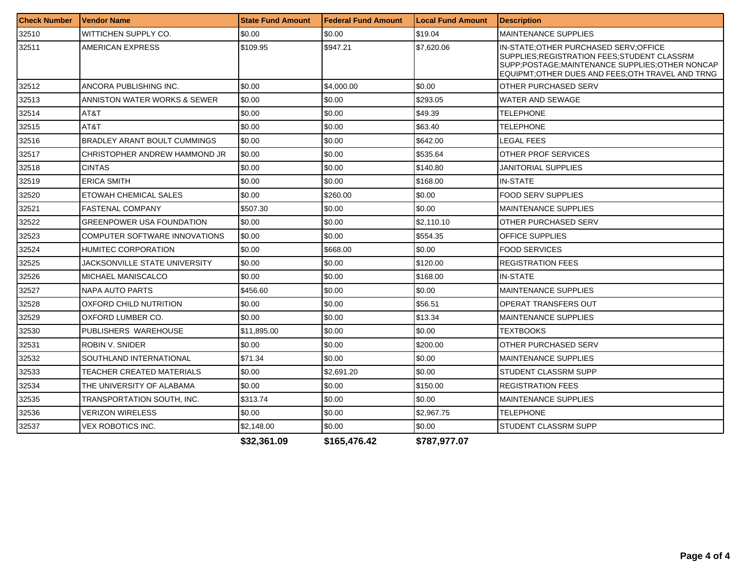| Check Number | Vendor Name | State Fund Amount | Federal Fund Amount | Local Fund Amount | Description |
|---|---|---|---|---|---|
| 32510 | WITTICHEN SUPPLY CO. | $0.00 | $0.00 | $19.04 | MAINTENANCE SUPPLIES |
| 32511 | AMERICAN EXPRESS | $109.95 | $947.21 | $7,620.06 | IN-STATE;OTHER PURCHASED SERV;OFFICE SUPPLIES;REGISTRATION FEES;STUDENT CLASSRM SUPP;POSTAGE;MAINTENANCE SUPPLIES;OTHER NONCAP EQUIPMT;OTHER DUES AND FEES;OTH TRAVEL AND TRNG |
| 32512 | ANCORA PUBLISHING INC. | $0.00 | $4,000.00 | $0.00 | OTHER PURCHASED SERV |
| 32513 | ANNISTON WATER WORKS & SEWER | $0.00 | $0.00 | $293.05 | WATER AND SEWAGE |
| 32514 | AT&T | $0.00 | $0.00 | $49.39 | TELEPHONE |
| 32515 | AT&T | $0.00 | $0.00 | $63.40 | TELEPHONE |
| 32516 | BRADLEY ARANT BOULT CUMMINGS | $0.00 | $0.00 | $642.00 | LEGAL FEES |
| 32517 | CHRISTOPHER ANDREW HAMMOND JR | $0.00 | $0.00 | $535.64 | OTHER PROF SERVICES |
| 32518 | CINTAS | $0.00 | $0.00 | $140.80 | JANITORIAL SUPPLIES |
| 32519 | ERICA SMITH | $0.00 | $0.00 | $168.00 | IN-STATE |
| 32520 | ETOWAH CHEMICAL SALES | $0.00 | $260.00 | $0.00 | FOOD SERV SUPPLIES |
| 32521 | FASTENAL COMPANY | $507.30 | $0.00 | $0.00 | MAINTENANCE SUPPLIES |
| 32522 | GREENPOWER USA FOUNDATION | $0.00 | $0.00 | $2,110.10 | OTHER PURCHASED SERV |
| 32523 | COMPUTER SOFTWARE INNOVATIONS | $0.00 | $0.00 | $554.35 | OFFICE SUPPLIES |
| 32524 | HUMITEC CORPORATION | $0.00 | $668.00 | $0.00 | FOOD SERVICES |
| 32525 | JACKSONVILLE STATE UNIVERSITY | $0.00 | $0.00 | $120.00 | REGISTRATION FEES |
| 32526 | MICHAEL MANISCALCO | $0.00 | $0.00 | $168.00 | IN-STATE |
| 32527 | NAPA AUTO PARTS | $456.60 | $0.00 | $0.00 | MAINTENANCE SUPPLIES |
| 32528 | OXFORD CHILD NUTRITION | $0.00 | $0.00 | $56.51 | OPERAT TRANSFERS OUT |
| 32529 | OXFORD LUMBER CO. | $0.00 | $0.00 | $13.34 | MAINTENANCE SUPPLIES |
| 32530 | PUBLISHERS WAREHOUSE | $11,895.00 | $0.00 | $0.00 | TEXTBOOKS |
| 32531 | ROBIN V. SNIDER | $0.00 | $0.00 | $200.00 | OTHER PURCHASED SERV |
| 32532 | SOUTHLAND INTERNATIONAL | $71.34 | $0.00 | $0.00 | MAINTENANCE SUPPLIES |
| 32533 | TEACHER CREATED MATERIALS | $0.00 | $2,691.20 | $0.00 | STUDENT CLASSRM SUPP |
| 32534 | THE UNIVERSITY OF ALABAMA | $0.00 | $0.00 | $150.00 | REGISTRATION FEES |
| 32535 | TRANSPORTATION SOUTH, INC. | $313.74 | $0.00 | $0.00 | MAINTENANCE SUPPLIES |
| 32536 | VERIZON WIRELESS | $0.00 | $0.00 | $2,967.75 | TELEPHONE |
| 32537 | VEX ROBOTICS INC. | $2,148.00 | $0.00 | $0.00 | STUDENT CLASSRM SUPP |
| | | **$32,361.09** | **$165,476.42** | **$787,977.07** | |